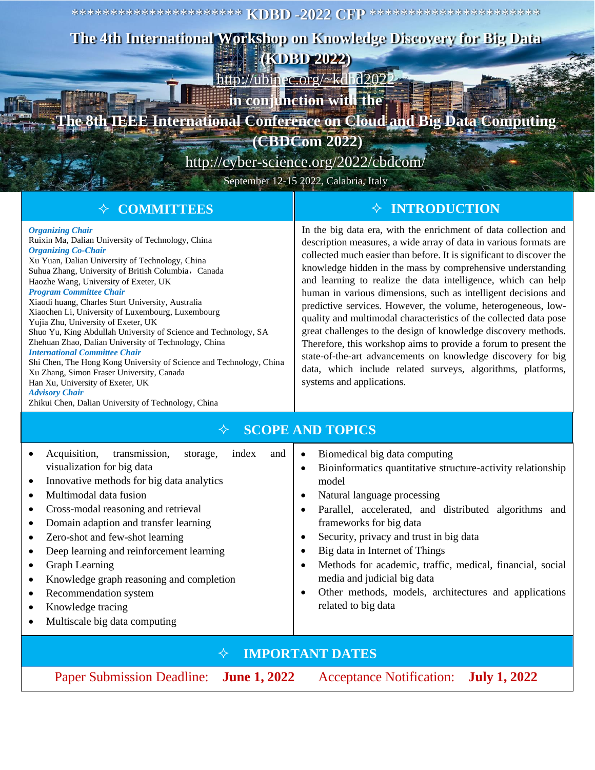********************** KDBD -2022 CFP **********************

# The 4th International Workshop on Knowledge Discovery for Big Data (KDBD 2022)

http://ubinec.org/~kdbd2022

**in conjunction with the**

## The 8th IEEE International Conference on Cloud and Big Data Computing (CBDCom 2022)

http://cyber-science.org/2022/cbdcom/

September 12-15 2022, Calabria, Italy

## ✧ COMMITTEES

***Organizing Chair***
Ruixin Ma, Dalian University of Technology, China

***Organizing Co-Chair***
Xu Yuan, Dalian University of Technology, China
Suhua Zhang, University of British Columbia，Canada
Haozhe Wang, University of Exeter, UK

***Program Committee Chair***
Xiaodi huang, Charles Sturt University, Australia
Xiaochen Li, University of Luxembourg, Luxembourg
Yujia Zhu, University of Exeter, UK
Shuo Yu, King Abdullah University of Science and Technology, SA
Zhehuan Zhao, Dalian University of Technology, China

***International Committee Chair***
Shi Chen, The Hong Kong University of Science and Technology, China
Xu Zhang, Simon Fraser University, Canada
Han Xu, University of Exeter, UK

***Advisory Chair***
Zhikui Chen, Dalian University of Technology, China

## ✧ INTRODUCTION

In the big data era, with the enrichment of data collection and description measures, a wide array of data in various formats are collected much easier than before. It is significant to discover the knowledge hidden in the mass by comprehensive understanding and learning to realize the data intelligence, which can help human in various dimensions, such as intelligent decisions and predictive services. However, the volume, heterogeneous, low-quality and multimodal characteristics of the collected data pose great challenges to the design of knowledge discovery methods. Therefore, this workshop aims to provide a forum to present the state-of-the-art advancements on knowledge discovery for big data, which include related surveys, algorithms, platforms, systems and applications.

## ✧ SCOPE AND TOPICS

- Acquisition, transmission, storage, index and visualization for big data
- Innovative methods for big data analytics
- Multimodal data fusion
- Cross-modal reasoning and retrieval
- Domain adaption and transfer learning
- Zero-shot and few-shot learning
- Deep learning and reinforcement learning
- Graph Learning
- Knowledge graph reasoning and completion
- Recommendation system
- Knowledge tracing
- Multiscale big data computing
- Biomedical big data computing
- Bioinformatics quantitative structure-activity relationship model
- Natural language processing
- Parallel, accelerated, and distributed algorithms and frameworks for big data
- Security, privacy and trust in big data
- Big data in Internet of Things
- Methods for academic, traffic, medical, financial, social media and judicial big data
- Other methods, models, architectures and applications related to big data

## ✧ IMPORTANT DATES

Paper Submission Deadline: **June 1, 2022** Acceptance Notification: **July 1, 2022**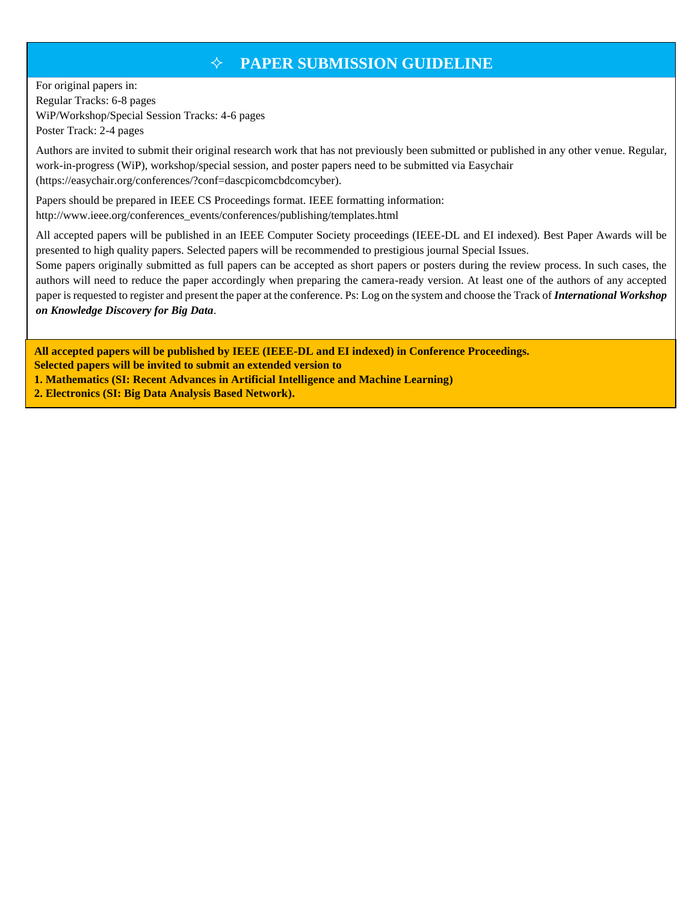## ✧ PAPER SUBMISSION GUIDELINE

For original papers in:
Regular Tracks: 6-8 pages
WiP/Workshop/Special Session Tracks: 4-6 pages
Poster Track: 2-4 pages

Authors are invited to submit their original research work that has not previously been submitted or published in any other venue. Regular, work-in-progress (WiP), workshop/special session, and poster papers need to be submitted via Easychair (https://easychair.org/conferences/?conf=dascpicomcbdcomcyber).

Papers should be prepared in IEEE CS Proceedings format. IEEE formatting information: http://www.ieee.org/conferences_events/conferences/publishing/templates.html

All accepted papers will be published in an IEEE Computer Society proceedings (IEEE-DL and EI indexed). Best Paper Awards will be presented to high quality papers. Selected papers will be recommended to prestigious journal Special Issues.
Some papers originally submitted as full papers can be accepted as short papers or posters during the review process. In such cases, the authors will need to reduce the paper accordingly when preparing the camera-ready version. At least one of the authors of any accepted paper is requested to register and present the paper at the conference. Ps: Log on the system and choose the Track of ***International Workshop on Knowledge Discovery for Big Data***.

**All accepted papers will be published by IEEE (IEEE-DL and EI indexed) in Conference Proceedings.**
**Selected papers will be invited to submit an extended version to**
**1. Mathematics (SI: Recent Advances in Artificial Intelligence and Machine Learning)**
**2. Electronics (SI: Big Data Analysis Based Network).**